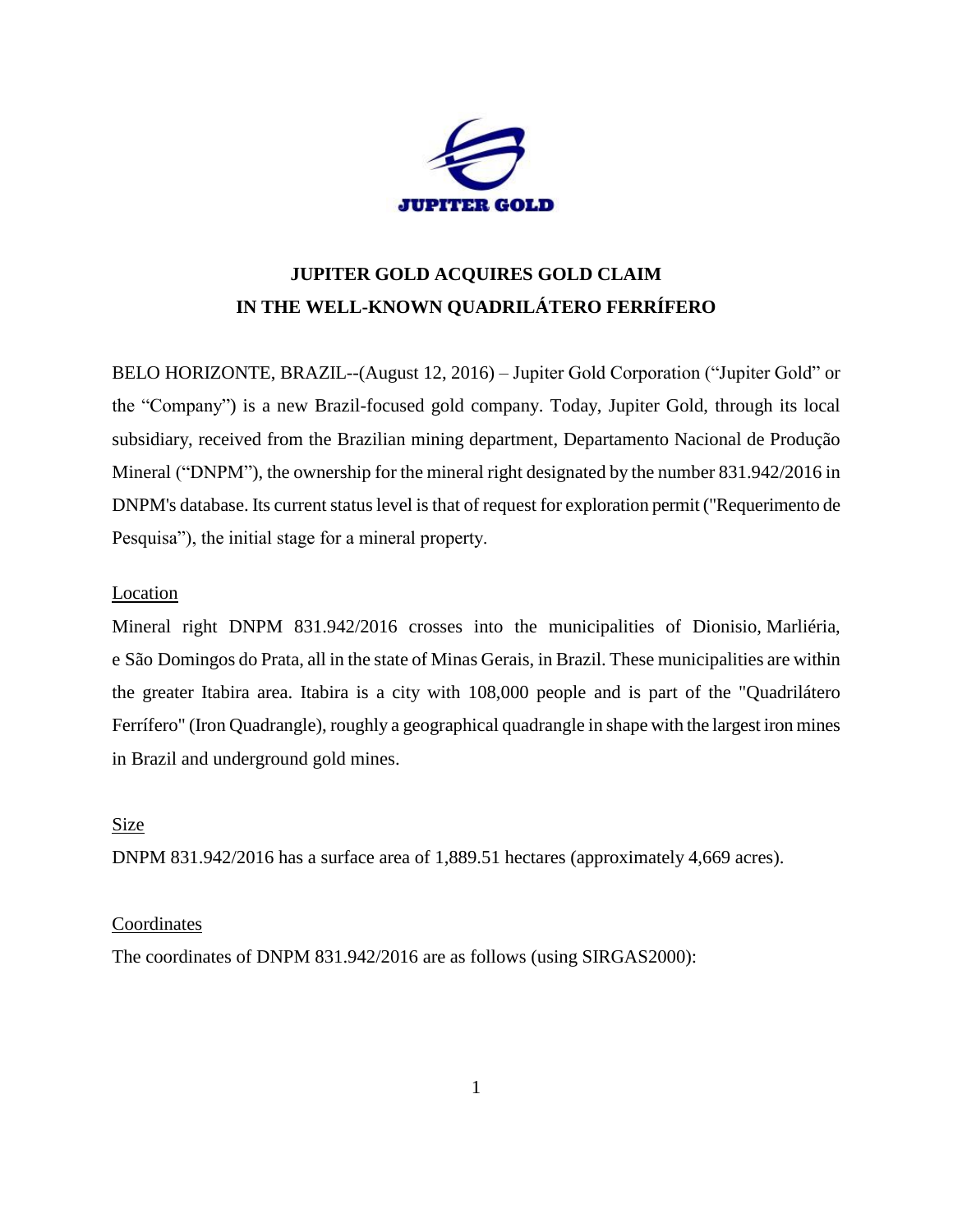JUPITER GOLD

# JUPITER GOLD ACQUIRES GOLD CLAIM IN THE WELL-KNOWN QUADRILÁTERO FERRÍFERO

BELO HORIZONTE, BRAZIL--(August 12, 2016) – Jupiter Gold Corporation ("Jupiter Gold" or the "Company") is a new Brazil-focused gold company. Today, Jupiter Gold, through its local subsidiary, received from the Brazilian mining department, Departamento Nacional de Produção Mineral ("DNPM"), the ownership for the mineral right designated by the number 831.942/2016 in DNPM's database. Its current status level is that of request for exploration permit ("Requerimento de Pesquisa"), the initial stage for a mineral property.

## Location

Mineral right DNPM 831.942/2016 crosses into the municipalities of Dionisio, Marliéria, e São Domingos do Prata, all in the state of Minas Gerais, in Brazil. These municipalities are within the greater Itabira area. Itabira is a city with 108,000 people and is part of the "Quadrilátero Ferrífero" (Iron Quadrangle), roughly a geographical quadrangle in shape with the largest iron mines in Brazil and underground gold mines.

## Size

DNPM 831.942/2016 has a surface area of 1,889.51 hectares (approximately 4,669 acres).

## Coordinates

The coordinates of DNPM 831.942/2016 are as follows (using SIRGAS2000):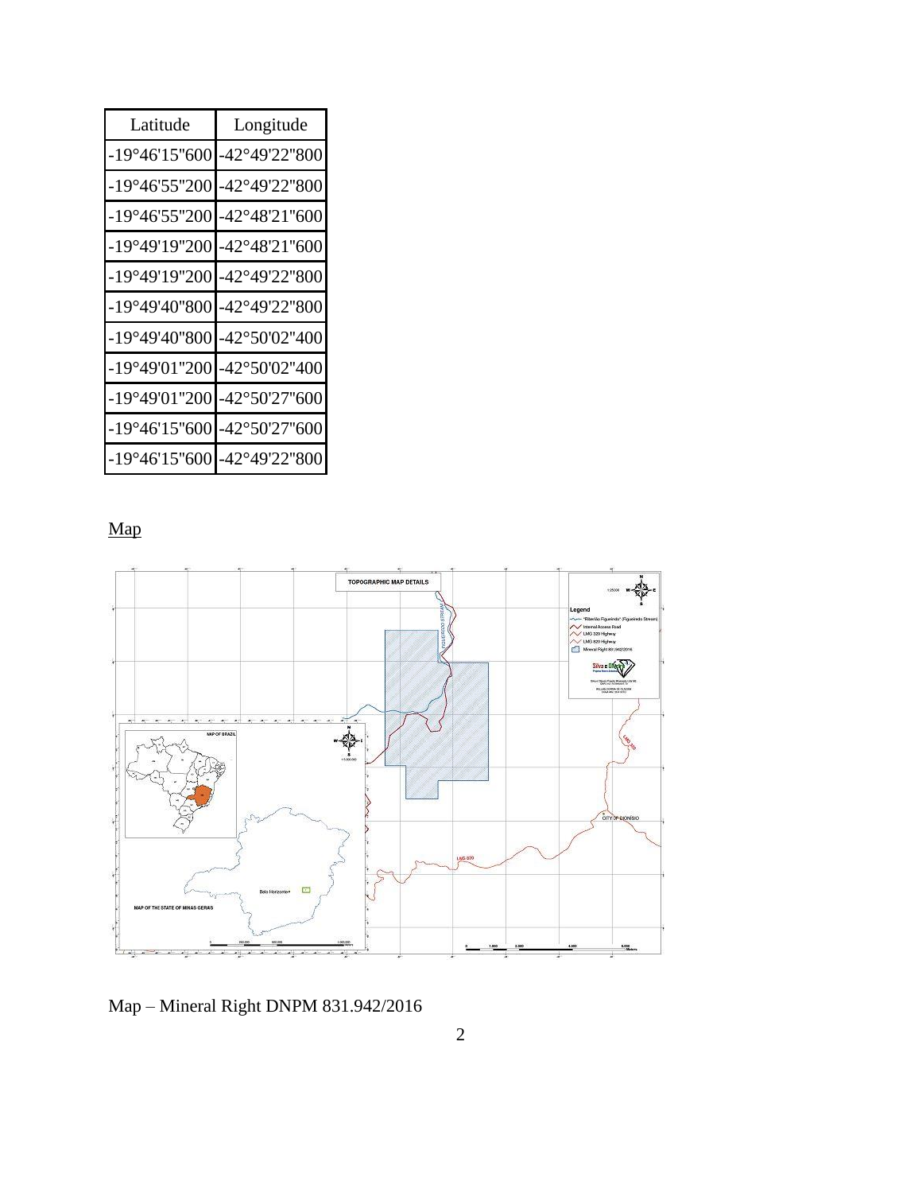| Latitude | Longitude |
|---|---|
| -19°46'15"600 | -42°49'22"800 |
| -19°46'55"200 | -42°49'22"800 |
| -19°46'55"200 | -42°48'21"600 |
| -19°49'19"200 | -42°48'21"600 |
| -19°49'19"200 | -42°49'22"800 |
| -19°49'40"800 | -42°49'22"800 |
| -19°49'40"800 | -42°50'02"400 |
| -19°49'01"200 | -42°50'02"400 |
| -19°49'01"200 | -42°50'27"600 |
| -19°46'15"600 | -42°50'27"600 |
| -19°46'15"600 | -42°49'22"800 |

Map

Map – Mineral Right DNPM 831.942/2016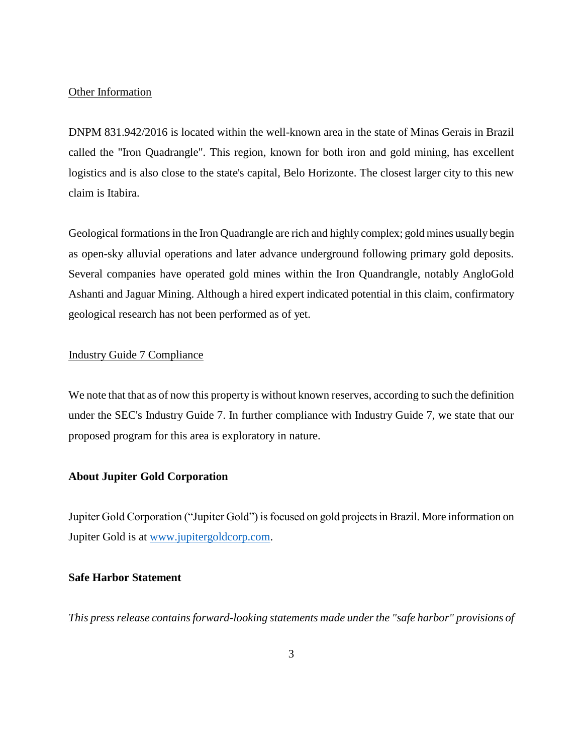Other Information

DNPM 831.942/2016 is located within the well-known area in the state of Minas Gerais in Brazil called the "Iron Quadrangle". This region, known for both iron and gold mining, has excellent logistics and is also close to the state's capital, Belo Horizonte. The closest larger city to this new claim is Itabira.

Geological formations in the Iron Quadrangle are rich and highly complex; gold mines usually begin as open-sky alluvial operations and later advance underground following primary gold deposits. Several companies have operated gold mines within the Iron Quandrangle, notably AngloGold Ashanti and Jaguar Mining. Although a hired expert indicated potential in this claim, confirmatory geological research has not been performed as of yet.

Industry Guide 7 Compliance

We note that that as of now this property is without known reserves, according to such the definition under the SEC's Industry Guide 7. In further compliance with Industry Guide 7, we state that our proposed program for this area is exploratory in nature.

**About Jupiter Gold Corporation**

Jupiter Gold Corporation ("Jupiter Gold") is focused on gold projects in Brazil. More information on Jupiter Gold is at [www.jupitergoldcorp.com](http://www.jupitergoldcorp.com).

**Safe Harbor Statement**

*This press release contains forward-looking statements made under the "safe harbor" provisions of*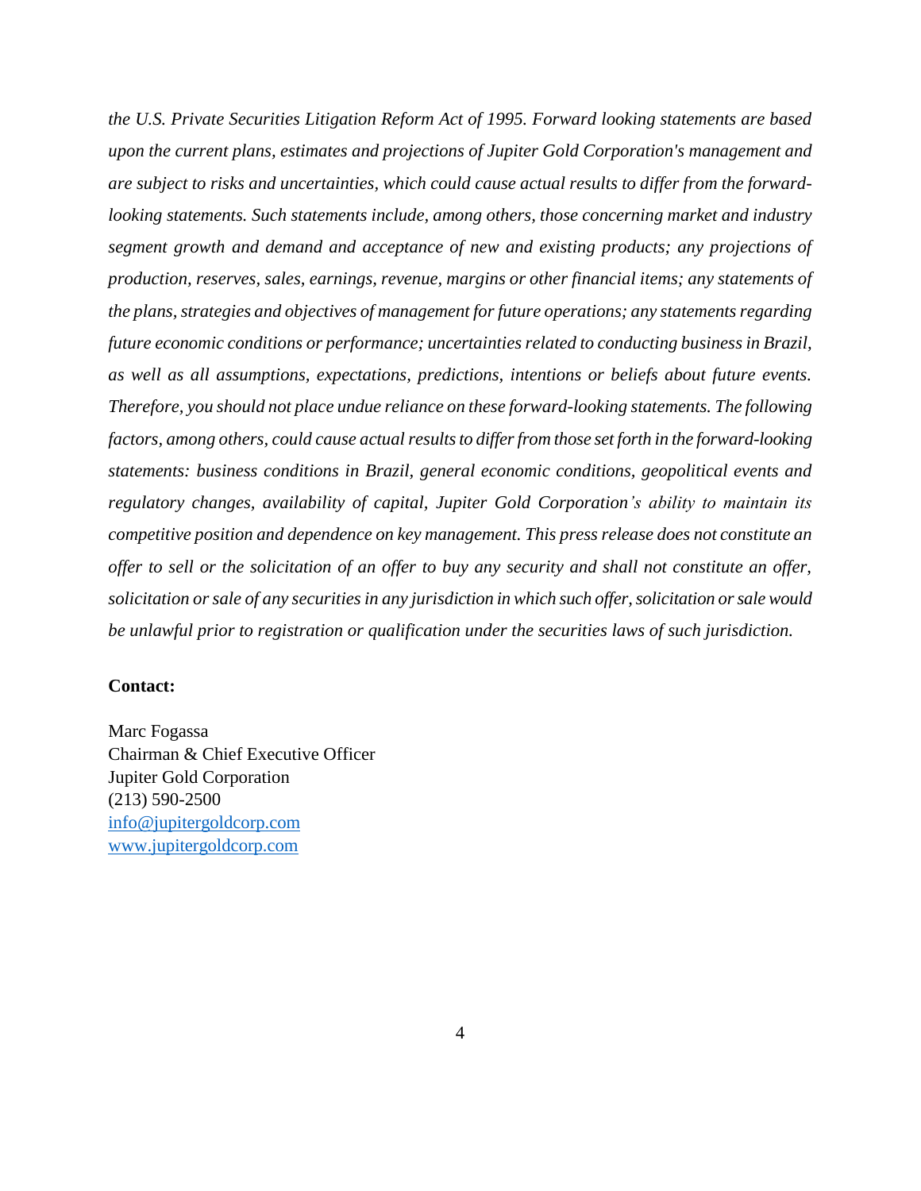*the U.S. Private Securities Litigation Reform Act of 1995. Forward looking statements are based upon the current plans, estimates and projections of Jupiter Gold Corporation's management and are subject to risks and uncertainties, which could cause actual results to differ from the forward-looking statements. Such statements include, among others, those concerning market and industry segment growth and demand and acceptance of new and existing products; any projections of production, reserves, sales, earnings, revenue, margins or other financial items; any statements of the plans, strategies and objectives of management for future operations; any statements regarding future economic conditions or performance; uncertainties related to conducting business in Brazil, as well as all assumptions, expectations, predictions, intentions or beliefs about future events. Therefore, you should not place undue reliance on these forward-looking statements. The following factors, among others, could cause actual results to differ from those set forth in the forward-looking statements: business conditions in Brazil, general economic conditions, geopolitical events and regulatory changes, availability of capital, Jupiter Gold Corporation's ability to maintain its competitive position and dependence on key management. This press release does not constitute an offer to sell or the solicitation of an offer to buy any security and shall not constitute an offer, solicitation or sale of any securities in any jurisdiction in which such offer, solicitation or sale would be unlawful prior to registration or qualification under the securities laws of such jurisdiction.*

**Contact:**

Marc Fogassa
Chairman & Chief Executive Officer
Jupiter Gold Corporation
(213) 590-2500
info@jupitergoldcorp.com
www.jupitergoldcorp.com